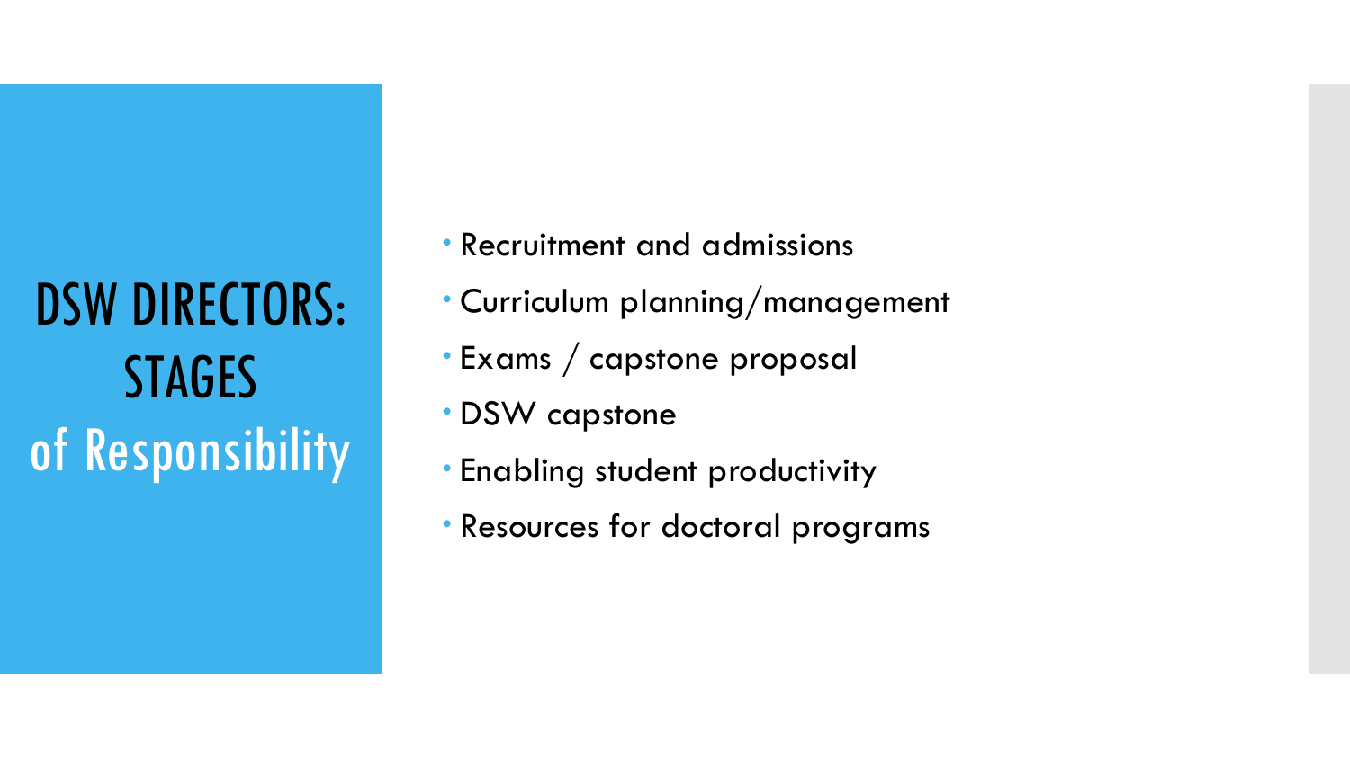# DSW DIRECTORS: STAGES of Responsibility

- Recruitment and admissions
- Curriculum planning/management
- Exams / capstone proposal
- DSW capstone
- Enabling student productivity
- Resources for doctoral programs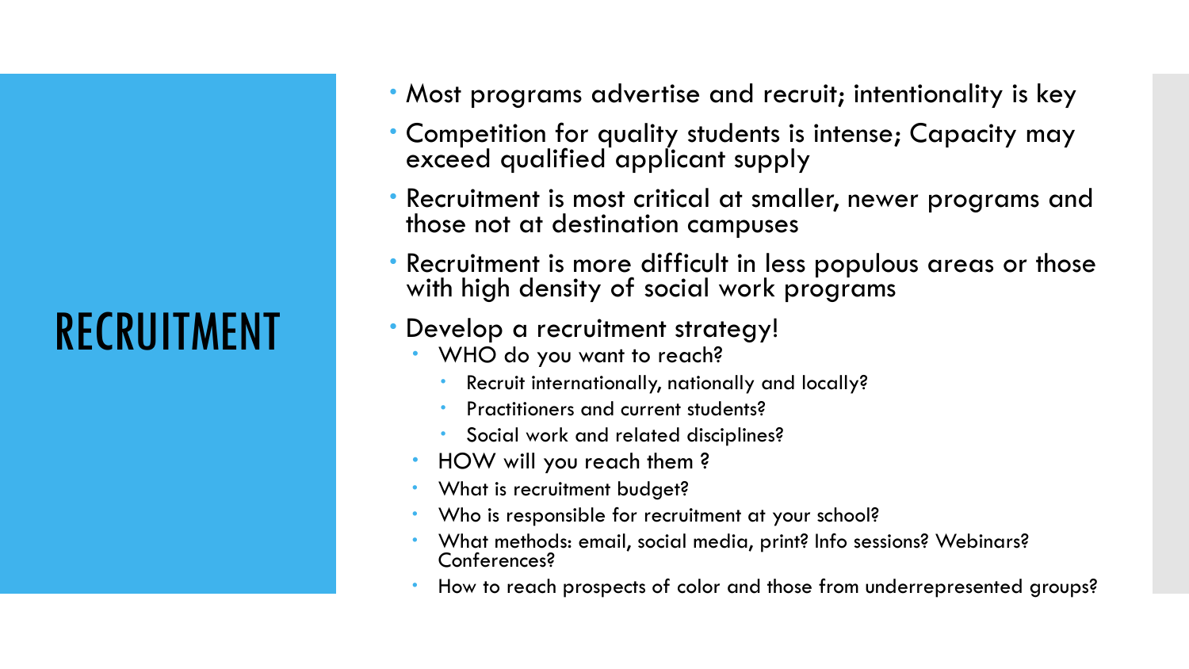# RECRUITMENT

- Most programs advertise and recruit; intentionality is key
- Competition for quality students is intense; Capacity may exceed qualified applicant supply
- Recruitment is most critical at smaller, newer programs and those not at destination campuses
- Recruitment is more difficult in less populous areas or those with high density of social work programs
- Develop a recruitment strategy!
  - WHO do you want to reach?
    - Recruit internationally, nationally and locally?
    - Practitioners and current students?
    - Social work and related disciplines?
  - HOW will you reach them ?
  - What is recruitment budget?
  - Who is responsible for recruitment at your school?
  - What methods: email, social media, print? Info sessions? Webinars? Conferences?
  - How to reach prospects of color and those from underrepresented groups?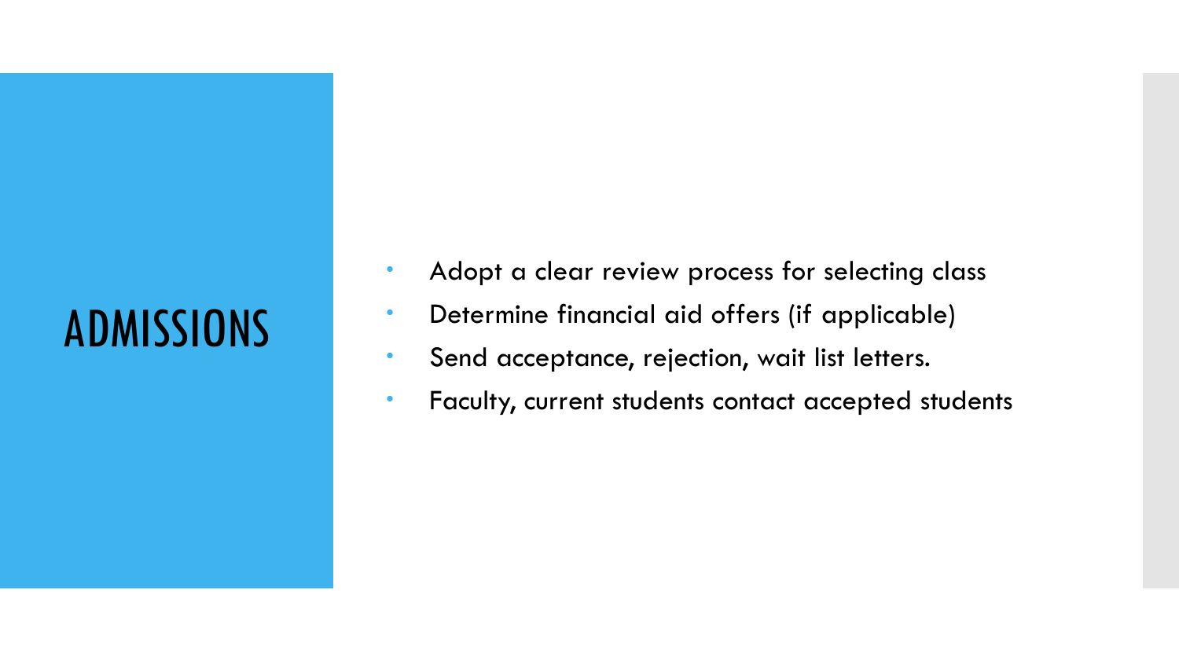# ADMISSIONS

- Adopt a clear review process for selecting class
- Determine financial aid offers (if applicable)
- Send acceptance, rejection, wait list letters.
- Faculty, current students contact accepted students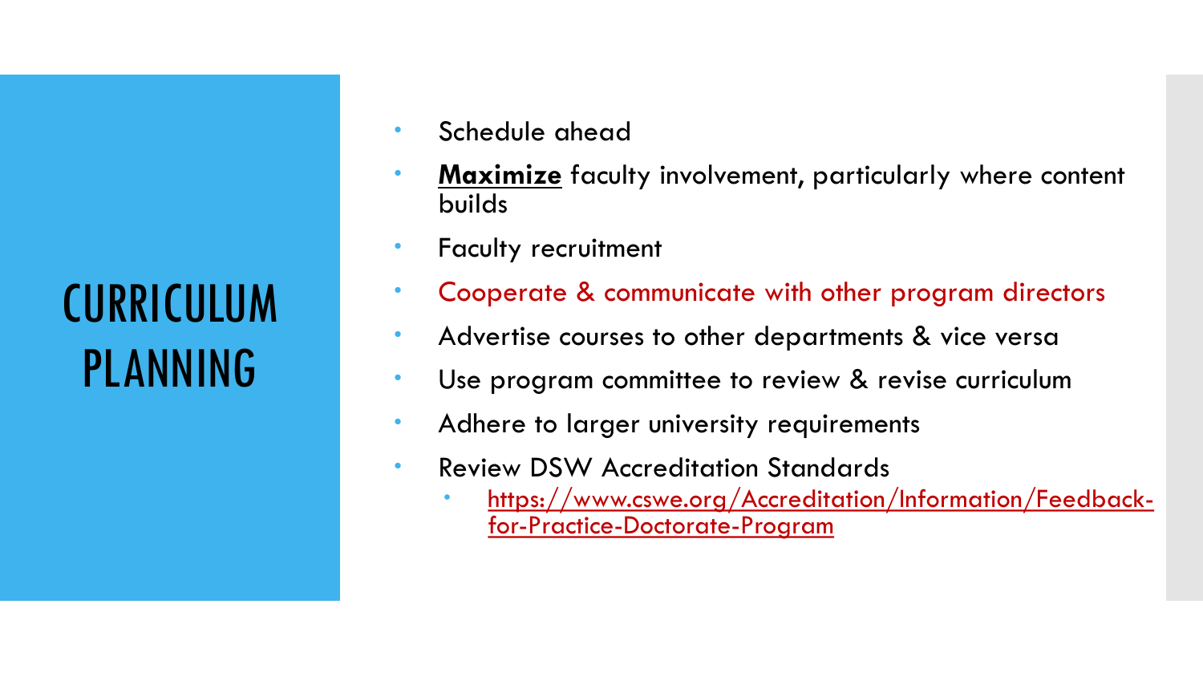# CURRICULUM PLANNING

- Schedule ahead
- **Maximize** faculty involvement, particularly where content builds
- Faculty recruitment
- Cooperate & communicate with other program directors
- Advertise courses to other departments & vice versa
- Use program committee to review & revise curriculum
- Adhere to larger university requirements
- Review DSW Accreditation Standards
  - https://www.cswe.org/Accreditation/Information/Feedback-for-Practice-Doctorate-Program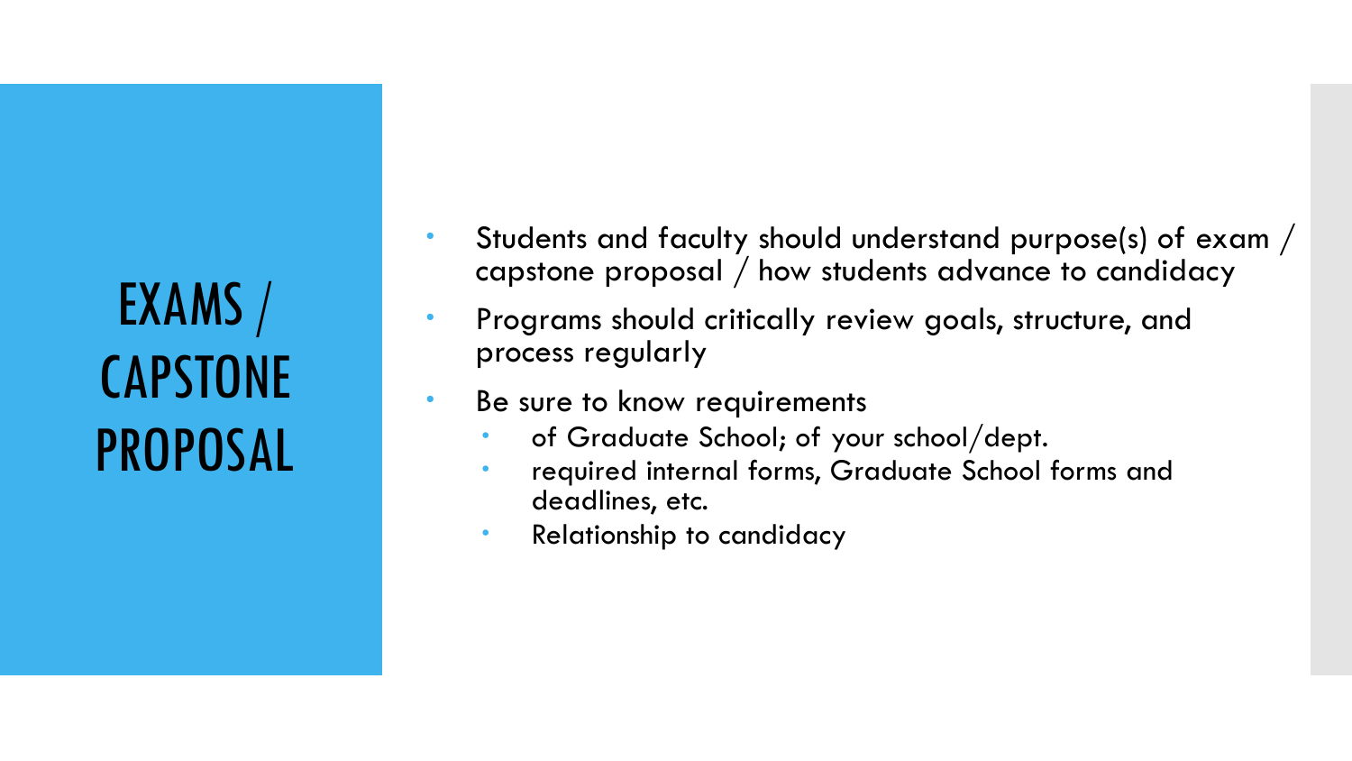# EXAMS / CAPSTONE PROPOSAL

- Students and faculty should understand purpose(s) of exam / capstone proposal / how students advance to candidacy
- Programs should critically review goals, structure, and process regularly
- Be sure to know requirements
  - of Graduate School; of your school/dept.
  - required internal forms, Graduate School forms and deadlines, etc.
  - Relationship to candidacy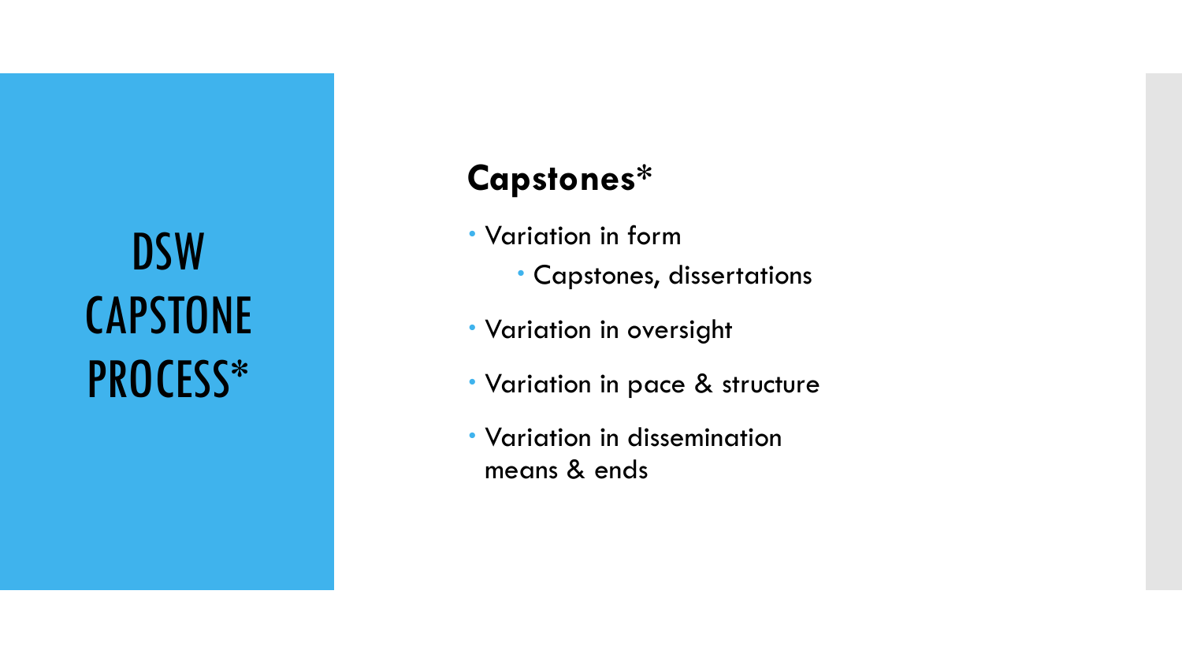# DSW CAPSTONE PROCESS*

## Capstones*

- Variation in form
  - Capstones, dissertations
- Variation in oversight
- Variation in pace & structure
- Variation in dissemination means & ends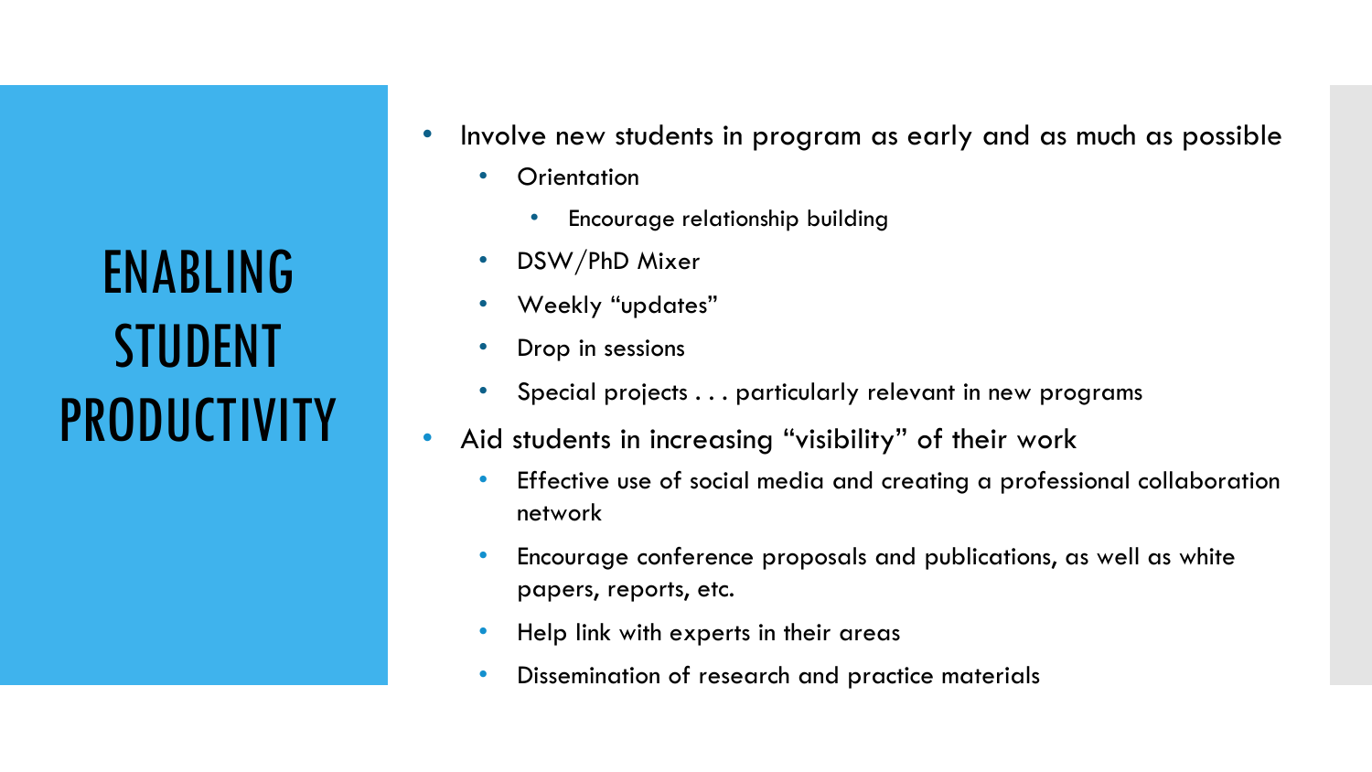# ENABLING STUDENT PRODUCTIVITY

- Involve new students in program as early and as much as possible
  - Orientation
    - Encourage relationship building
  - DSW/PhD Mixer
  - Weekly “updates”
  - Drop in sessions
  - Special projects . . . particularly relevant in new programs
- Aid students in increasing “visibility” of their work
  - Effective use of social media and creating a professional collaboration network
  - Encourage conference proposals and publications, as well as white papers, reports, etc.
  - Help link with experts in their areas
  - Dissemination of research and practice materials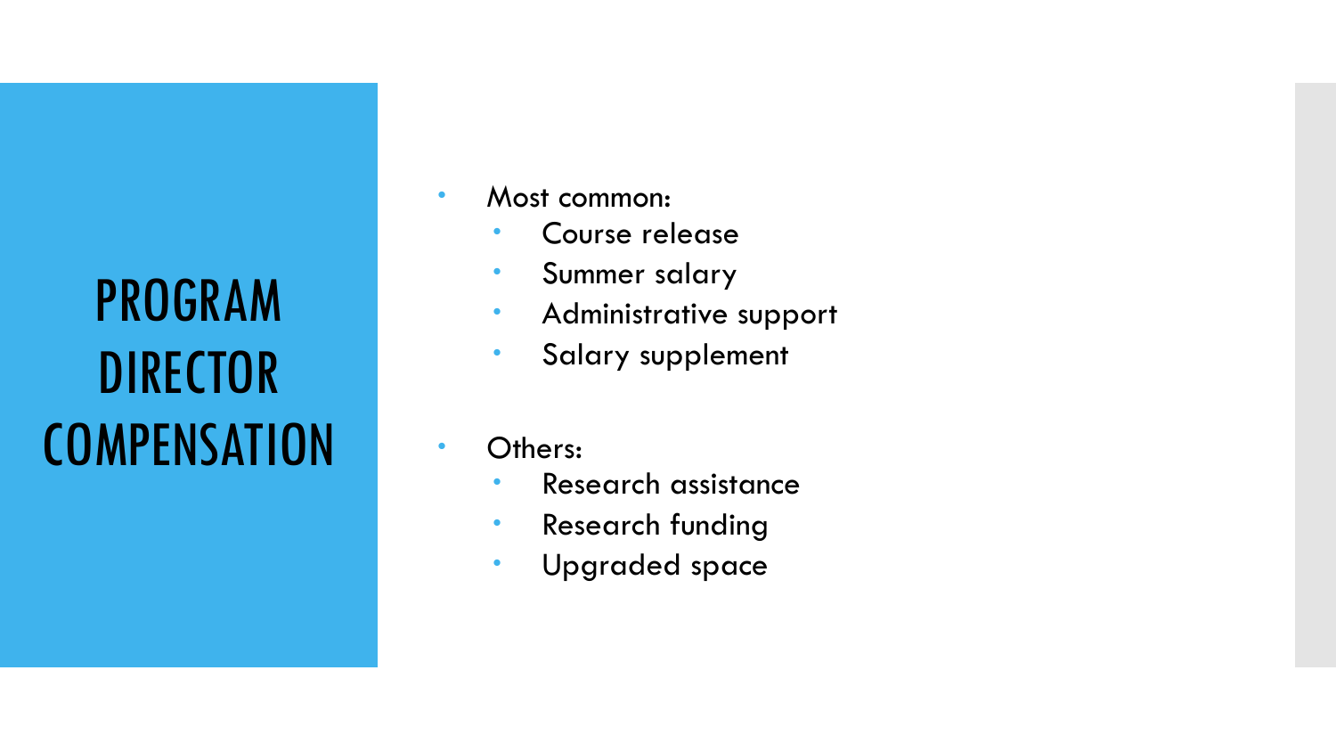# PROGRAM DIRECTOR COMPENSATION

- Most common:
  - Course release
  - Summer salary
  - Administrative support
  - Salary supplement

- Others:
  - Research assistance
  - Research funding
  - Upgraded space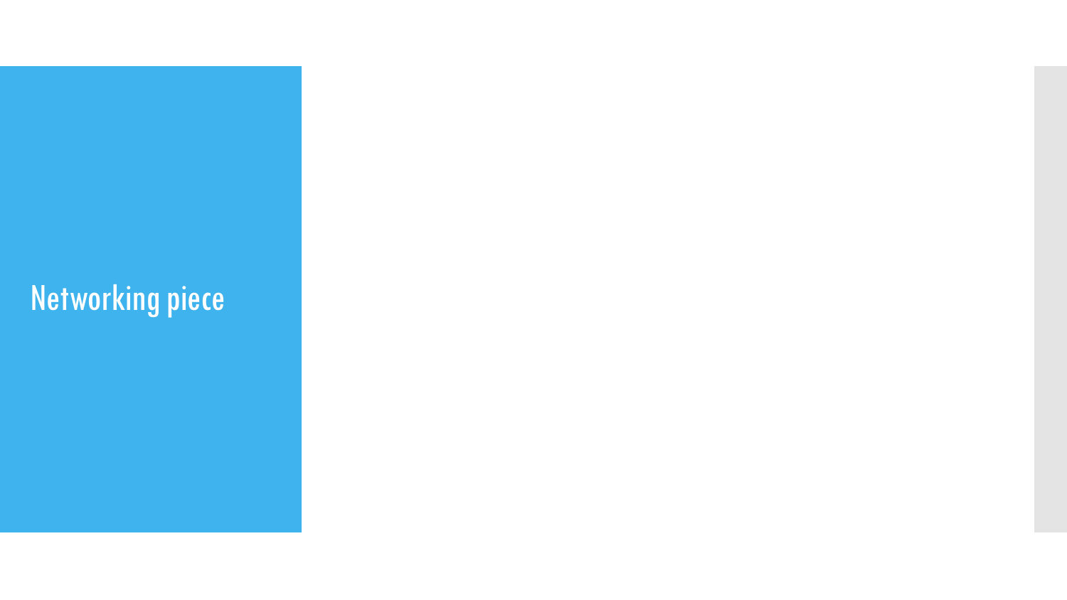# Networking piece